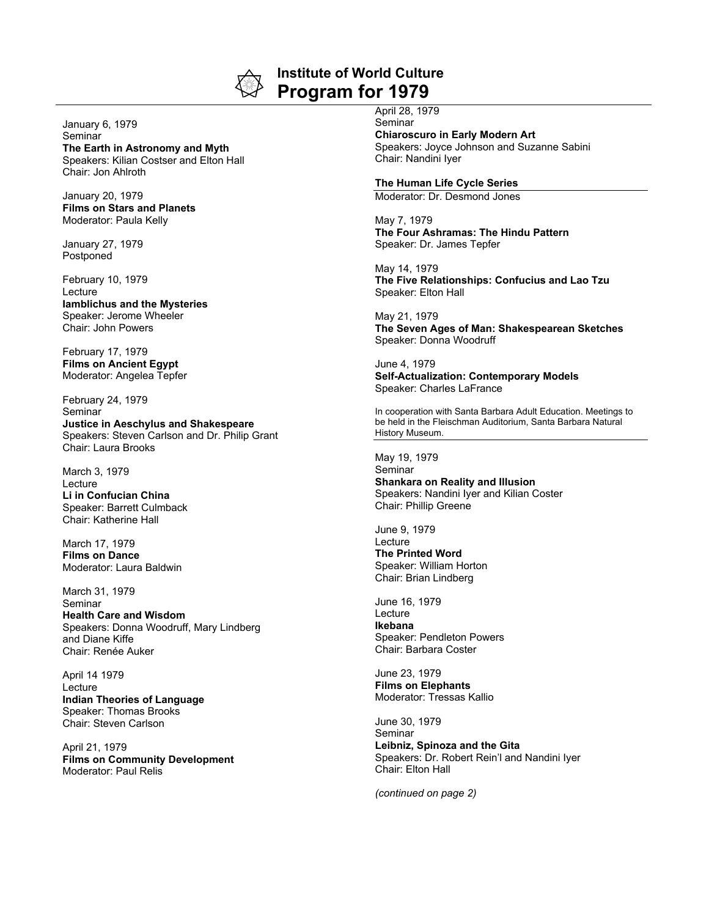# Institute of World Culture
# Program for 1979

January 6, 1979
Seminar
**The Earth in Astronomy and Myth**
Speakers: Kilian Costser and Elton Hall
Chair: Jon Ahlroth

January 20, 1979
**Films on Stars and Planets**
Moderator: Paula Kelly

January 27, 1979
Postponed

February 10, 1979
Lecture
**Iamblichus and the Mysteries**
Speaker: Jerome Wheeler
Chair: John Powers

February 17, 1979
**Films on Ancient Egypt**
Moderator: Angelea Tepfer

February 24, 1979
Seminar
**Justice in Aeschylus and Shakespeare**
Speakers: Steven Carlson and Dr. Philip Grant
Chair: Laura Brooks

March 3, 1979
Lecture
**Li in Confucian China**
Speaker: Barrett Culmback
Chair: Katherine Hall

March 17, 1979
**Films on Dance**
Moderator: Laura Baldwin

March 31, 1979
Seminar
**Health Care and Wisdom**
Speakers: Donna Woodruff, Mary Lindberg and Diane Kiffe
Chair: Renée Auker

April 14 1979
Lecture
**Indian Theories of Language**
Speaker: Thomas Brooks
Chair: Steven Carlson

April 21, 1979
**Films on Community Development**
Moderator: Paul Relis

April 28, 1979
Seminar
**Chiaroscuro in Early Modern Art**
Speakers: Joyce Johnson and Suzanne Sabini
Chair: Nandini Iyer

**The Human Life Cycle Series**

Moderator: Dr. Desmond Jones

May 7, 1979
**The Four Ashramas: The Hindu Pattern**
Speaker: Dr. James Tepfer

May 14, 1979
**The Five Relationships: Confucius and Lao Tzu**
Speaker: Elton Hall

May 21, 1979
**The Seven Ages of Man: Shakespearean Sketches**
Speaker: Donna Woodruff

June 4, 1979
**Self-Actualization: Contemporary Models**
Speaker: Charles LaFrance

In cooperation with Santa Barbara Adult Education. Meetings to be held in the Fleischman Auditorium, Santa Barbara Natural History Museum.

May 19, 1979
Seminar
**Shankara on Reality and Illusion**
Speakers: Nandini Iyer and Kilian Coster
Chair: Phillip Greene

June 9, 1979
Lecture
**The Printed Word**
Speaker: William Horton
Chair: Brian Lindberg

June 16, 1979
Lecture
**Ikebana**
Speaker: Pendleton Powers
Chair: Barbara Coster

June 23, 1979
**Films on Elephants**
Moderator: Tressas Kallio

June 30, 1979
Seminar
**Leibniz, Spinoza and the Gita**
Speakers: Dr. Robert Rein'l and Nandini Iyer
Chair: Elton Hall

*(continued on page 2)*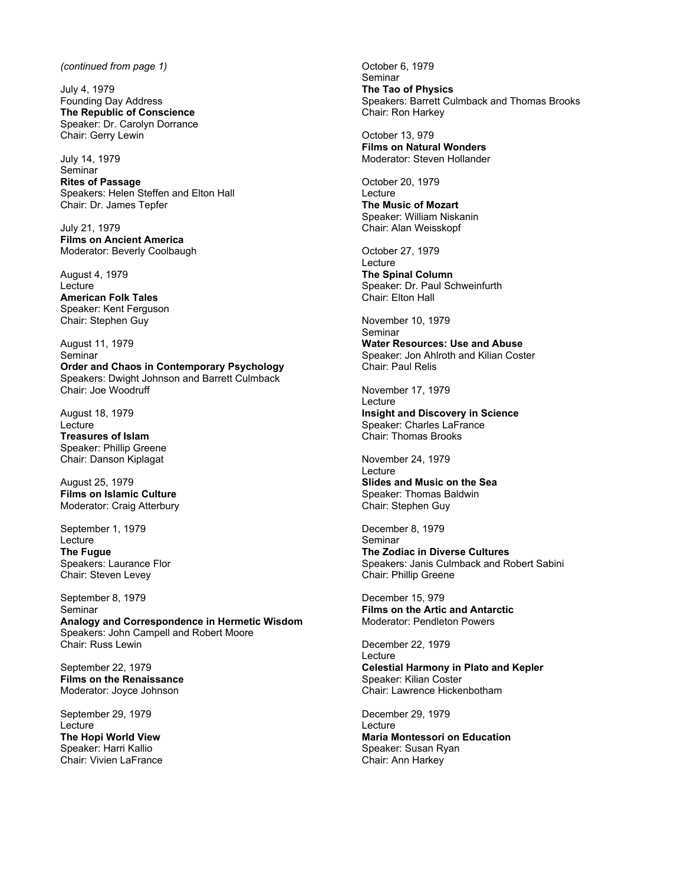*(continued from page 1)*

July 4, 1979
Founding Day Address
**The Republic of Conscience**
Speaker: Dr. Carolyn Dorrance
Chair: Gerry Lewin

July 14, 1979
Seminar
**Rites of Passage**
Speakers: Helen Steffen and Elton Hall
Chair: Dr. James Tepfer

July 21, 1979
**Films on Ancient America**
Moderator: Beverly Coolbaugh

August 4, 1979
Lecture
**American Folk Tales**
Speaker: Kent Ferguson
Chair: Stephen Guy

August 11, 1979
Seminar
**Order and Chaos in Contemporary Psychology**
Speakers: Dwight Johnson and Barrett Culmback
Chair: Joe Woodruff

August 18, 1979
Lecture
**Treasures of Islam**
Speaker: Phillip Greene
Chair: Danson Kiplagat

August 25, 1979
**Films on Islamic Culture**
Moderator: Craig Atterbury

September 1, 1979
Lecture
**The Fugue**
Speakers: Laurance Flor
Chair: Steven Levey

September 8, 1979
Seminar
**Analogy and Correspondence in Hermetic Wisdom**
Speakers: John Campell and Robert Moore
Chair: Russ Lewin

September 22, 1979
**Films on the Renaissance**
Moderator: Joyce Johnson

September 29, 1979
Lecture
**The Hopi World View**
Speaker: Harri Kallio
Chair: Vivien LaFrance

October 6, 1979
Seminar
**The Tao of Physics**
Speakers: Barrett Culmback and Thomas Brooks
Chair: Ron Harkey

October 13, 979
**Films on Natural Wonders**
Moderator: Steven Hollander

October 20, 1979
Lecture
**The Music of Mozart**
Speaker: William Niskanin
Chair: Alan Weisskopf

October 27, 1979
Lecture
**The Spinal Column**
Speaker: Dr. Paul Schweinfurth
Chair: Elton Hall

November 10, 1979
Seminar
**Water Resources: Use and Abuse**
Speaker: Jon Ahlroth and Kilian Coster
Chair: Paul Relis

November 17, 1979
Lecture
**Insight and Discovery in Science**
Speaker: Charles LaFrance
Chair: Thomas Brooks

November 24, 1979
Lecture
**Slides and Music on the Sea**
Speaker: Thomas Baldwin
Chair: Stephen Guy

December 8, 1979
Seminar
**The Zodiac in Diverse Cultures**
Speakers: Janis Culmback and Robert Sabini
Chair: Phillip Greene

December 15, 979
**Films on the Artic and Antarctic**
Moderator: Pendleton Powers

December 22, 1979
Lecture
**Celestial Harmony in Plato and Kepler**
Speaker: Kilian Coster
Chair: Lawrence Hickenbotham

December 29, 1979
Lecture
**Maria Montessori on Education**
Speaker: Susan Ryan
Chair: Ann Harkey